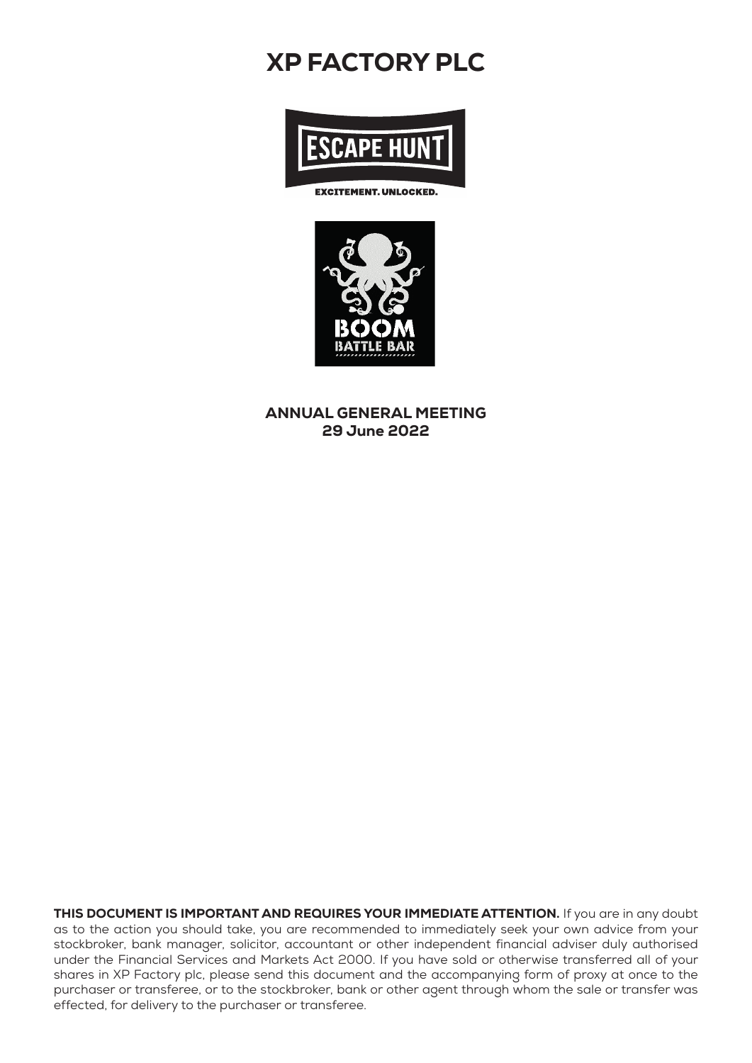# XP FACTORY PLC

ESCAPE HUNT

EXCITEMENT. UNLOCKED.

BOOM BATTLE BAR

## ANNUAL GENERAL MEETING
## 29 June 2022

**THIS DOCUMENT IS IMPORTANT AND REQUIRES YOUR IMMEDIATE ATTENTION.** If you are in any doubt as to the action you should take, you are recommended to immediately seek your own advice from your stockbroker, bank manager, solicitor, accountant or other independent financial adviser duly authorised under the Financial Services and Markets Act 2000. If you have sold or otherwise transferred all of your shares in XP Factory plc, please send this document and the accompanying form of proxy at once to the purchaser or transferee, or to the stockbroker, bank or other agent through whom the sale or transfer was effected, for delivery to the purchaser or transferee.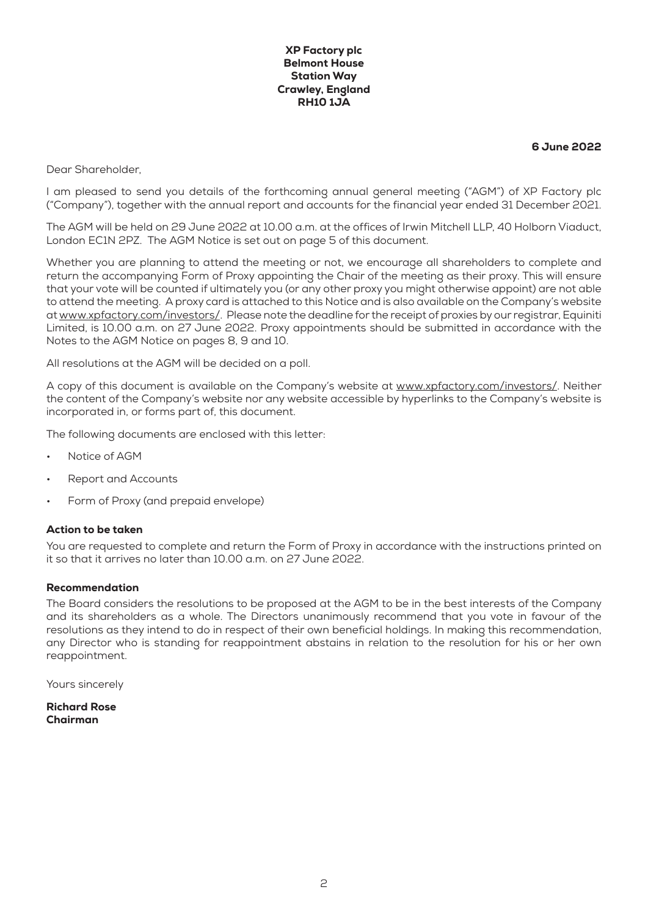**XP Factory plc**
**Belmont House**
**Station Way**
**Crawley, England**
**RH10 1JA**

**6 June 2022**

Dear Shareholder,

I am pleased to send you details of the forthcoming annual general meeting ("AGM") of XP Factory plc ("Company"), together with the annual report and accounts for the financial year ended 31 December 2021.

The AGM will be held on 29 June 2022 at 10.00 a.m. at the offices of Irwin Mitchell LLP, 40 Holborn Viaduct, London EC1N 2PZ. The AGM Notice is set out on page 5 of this document.

Whether you are planning to attend the meeting or not, we encourage all shareholders to complete and return the accompanying Form of Proxy appointing the Chair of the meeting as their proxy. This will ensure that your vote will be counted if ultimately you (or any other proxy you might otherwise appoint) are not able to attend the meeting. A proxy card is attached to this Notice and is also available on the Company's website at www.xpfactory.com/investors/. Please note the deadline for the receipt of proxies by our registrar, Equiniti Limited, is 10.00 a.m. on 27 June 2022. Proxy appointments should be submitted in accordance with the Notes to the AGM Notice on pages 8, 9 and 10.

All resolutions at the AGM will be decided on a poll.

A copy of this document is available on the Company's website at www.xpfactory.com/investors/. Neither the content of the Company's website nor any website accessible by hyperlinks to the Company's website is incorporated in, or forms part of, this document.

The following documents are enclosed with this letter:

- Notice of AGM
- Report and Accounts
- Form of Proxy (and prepaid envelope)

### Action to be taken

You are requested to complete and return the Form of Proxy in accordance with the instructions printed on it so that it arrives no later than 10.00 a.m. on 27 June 2022.

### Recommendation

The Board considers the resolutions to be proposed at the AGM to be in the best interests of the Company and its shareholders as a whole. The Directors unanimously recommend that you vote in favour of the resolutions as they intend to do in respect of their own beneficial holdings. In making this recommendation, any Director who is standing for reappointment abstains in relation to the resolution for his or her own reappointment.

Yours sincerely

**Richard Rose**
**Chairman**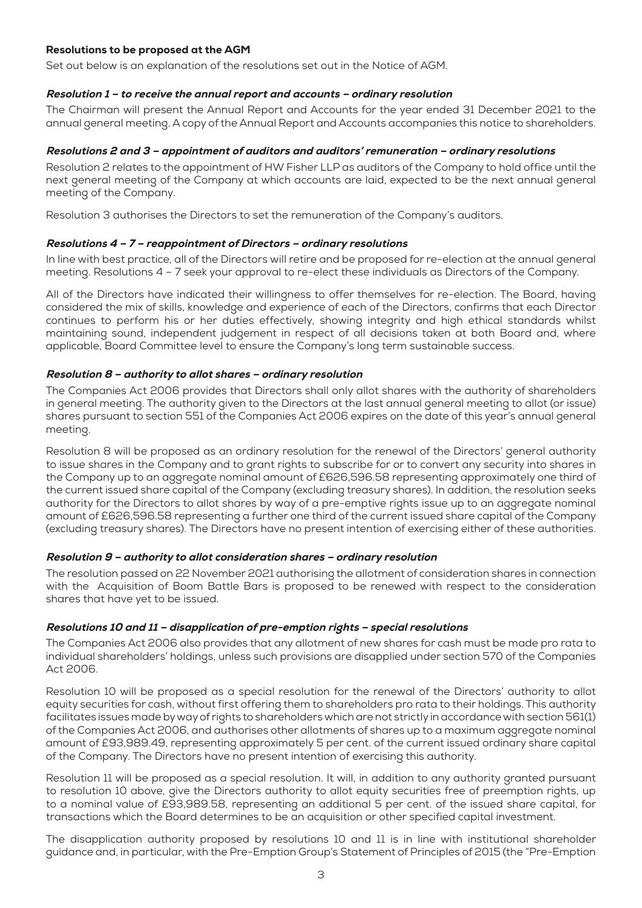## Resolutions to be proposed at the AGM

Set out below is an explanation of the resolutions set out in the Notice of AGM.

### *Resolution 1 – to receive the annual report and accounts – ordinary resolution*

The Chairman will present the Annual Report and Accounts for the year ended 31 December 2021 to the annual general meeting. A copy of the Annual Report and Accounts accompanies this notice to shareholders.

### *Resolutions 2 and 3 – appointment of auditors and auditors' remuneration – ordinary resolutions*

Resolution 2 relates to the appointment of HW Fisher LLP as auditors of the Company to hold office until the next general meeting of the Company at which accounts are laid, expected to be the next annual general meeting of the Company.

Resolution 3 authorises the Directors to set the remuneration of the Company's auditors.

### *Resolutions 4 – 7 – reappointment of Directors – ordinary resolutions*

In line with best practice, all of the Directors will retire and be proposed for re-election at the annual general meeting. Resolutions 4 – 7 seek your approval to re-elect these individuals as Directors of the Company.

All of the Directors have indicated their willingness to offer themselves for re-election. The Board, having considered the mix of skills, knowledge and experience of each of the Directors, confirms that each Director continues to perform his or her duties effectively, showing integrity and high ethical standards whilst maintaining sound, independent judgement in respect of all decisions taken at both Board and, where applicable, Board Committee level to ensure the Company's long term sustainable success.

### *Resolution 8 – authority to allot shares – ordinary resolution*

The Companies Act 2006 provides that Directors shall only allot shares with the authority of shareholders in general meeting. The authority given to the Directors at the last annual general meeting to allot (or issue) shares pursuant to section 551 of the Companies Act 2006 expires on the date of this year's annual general meeting.

Resolution 8 will be proposed as an ordinary resolution for the renewal of the Directors' general authority to issue shares in the Company and to grant rights to subscribe for or to convert any security into shares in the Company up to an aggregate nominal amount of £626,596.58 representing approximately one third of the current issued share capital of the Company (excluding treasury shares). In addition, the resolution seeks authority for the Directors to allot shares by way of a pre-emptive rights issue up to an aggregate nominal amount of £626,596.58 representing a further one third of the current issued share capital of the Company (excluding treasury shares). The Directors have no present intention of exercising either of these authorities.

### *Resolution 9 – authority to allot consideration shares – ordinary resolution*

The resolution passed on 22 November 2021 authorising the allotment of consideration shares in connection with the Acquisition of Boom Battle Bars is proposed to be renewed with respect to the consideration shares that have yet to be issued.

### *Resolutions 10 and 11 – disapplication of pre-emption rights – special resolutions*

The Companies Act 2006 also provides that any allotment of new shares for cash must be made pro rata to individual shareholders' holdings, unless such provisions are disapplied under section 570 of the Companies Act 2006.

Resolution 10 will be proposed as a special resolution for the renewal of the Directors' authority to allot equity securities for cash, without first offering them to shareholders pro rata to their holdings. This authority facilitates issues made by way of rights to shareholders which are not strictly in accordance with section 561(1) of the Companies Act 2006, and authorises other allotments of shares up to a maximum aggregate nominal amount of £93,989.49, representing approximately 5 per cent. of the current issued ordinary share capital of the Company. The Directors have no present intention of exercising this authority.

Resolution 11 will be proposed as a special resolution. It will, in addition to any authority granted pursuant to resolution 10 above, give the Directors authority to allot equity securities free of preemption rights, up to a nominal value of £93,989.58, representing an additional 5 per cent. of the issued share capital, for transactions which the Board determines to be an acquisition or other specified capital investment.

The disapplication authority proposed by resolutions 10 and 11 is in line with institutional shareholder guidance and, in particular, with the Pre-Emption Group's Statement of Principles of 2015 (the "Pre-Emption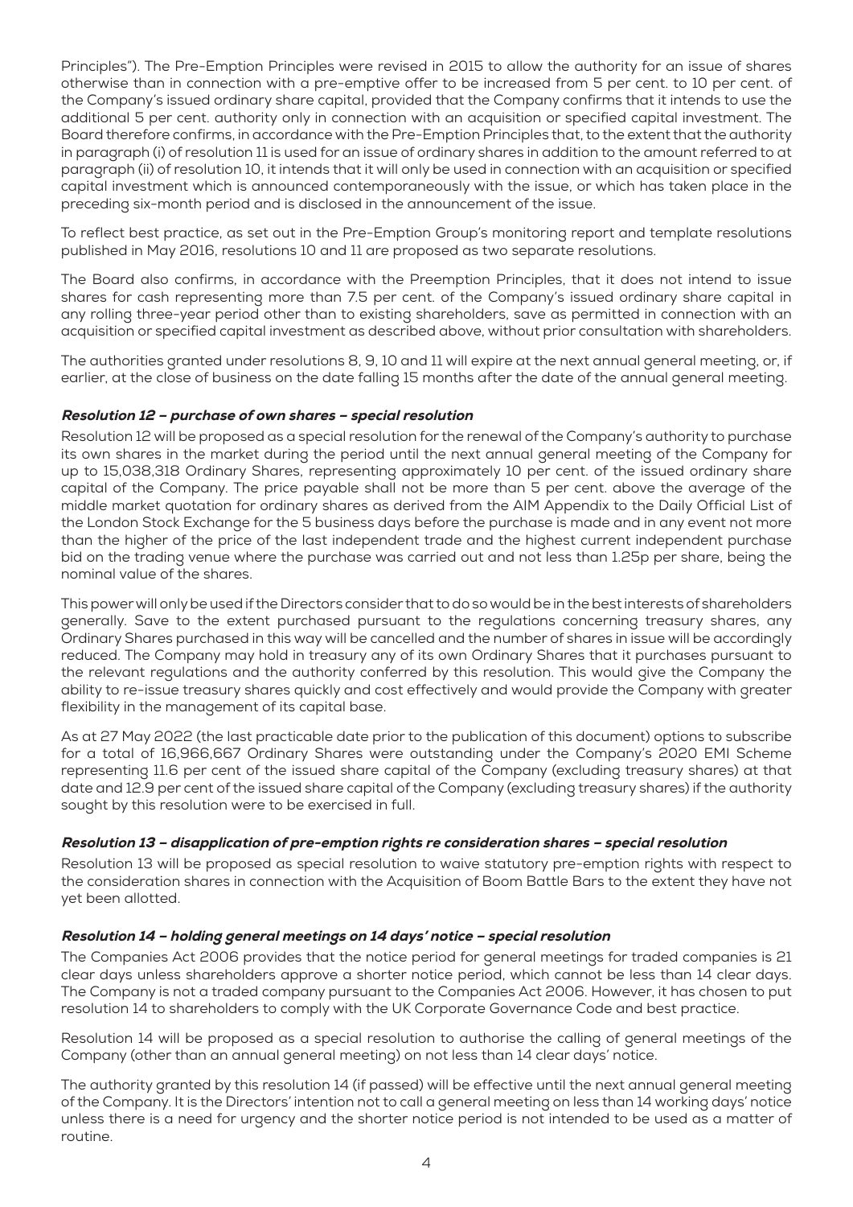Principles"). The Pre-Emption Principles were revised in 2015 to allow the authority for an issue of shares otherwise than in connection with a pre-emptive offer to be increased from 5 per cent. to 10 per cent. of the Company's issued ordinary share capital, provided that the Company confirms that it intends to use the additional 5 per cent. authority only in connection with an acquisition or specified capital investment. The Board therefore confirms, in accordance with the Pre-Emption Principles that, to the extent that the authority in paragraph (i) of resolution 11 is used for an issue of ordinary shares in addition to the amount referred to at paragraph (ii) of resolution 10, it intends that it will only be used in connection with an acquisition or specified capital investment which is announced contemporaneously with the issue, or which has taken place in the preceding six-month period and is disclosed in the announcement of the issue.

To reflect best practice, as set out in the Pre-Emption Group's monitoring report and template resolutions published in May 2016, resolutions 10 and 11 are proposed as two separate resolutions.

The Board also confirms, in accordance with the Preemption Principles, that it does not intend to issue shares for cash representing more than 7.5 per cent. of the Company's issued ordinary share capital in any rolling three-year period other than to existing shareholders, save as permitted in connection with an acquisition or specified capital investment as described above, without prior consultation with shareholders.

The authorities granted under resolutions 8, 9, 10 and 11 will expire at the next annual general meeting, or, if earlier, at the close of business on the date falling 15 months after the date of the annual general meeting.

### *Resolution 12 – purchase of own shares – special resolution*

Resolution 12 will be proposed as a special resolution for the renewal of the Company's authority to purchase its own shares in the market during the period until the next annual general meeting of the Company for up to 15,038,318 Ordinary Shares, representing approximately 10 per cent. of the issued ordinary share capital of the Company. The price payable shall not be more than 5 per cent. above the average of the middle market quotation for ordinary shares as derived from the AIM Appendix to the Daily Official List of the London Stock Exchange for the 5 business days before the purchase is made and in any event not more than the higher of the price of the last independent trade and the highest current independent purchase bid on the trading venue where the purchase was carried out and not less than 1.25p per share, being the nominal value of the shares.

This power will only be used if the Directors consider that to do so would be in the best interests of shareholders generally. Save to the extent purchased pursuant to the regulations concerning treasury shares, any Ordinary Shares purchased in this way will be cancelled and the number of shares in issue will be accordingly reduced. The Company may hold in treasury any of its own Ordinary Shares that it purchases pursuant to the relevant regulations and the authority conferred by this resolution. This would give the Company the ability to re-issue treasury shares quickly and cost effectively and would provide the Company with greater flexibility in the management of its capital base.

As at 27 May 2022 (the last practicable date prior to the publication of this document) options to subscribe for a total of 16,966,667 Ordinary Shares were outstanding under the Company's 2020 EMI Scheme representing 11.6 per cent of the issued share capital of the Company (excluding treasury shares) at that date and 12.9 per cent of the issued share capital of the Company (excluding treasury shares) if the authority sought by this resolution were to be exercised in full.

### *Resolution 13 – disapplication of pre-emption rights re consideration shares – special resolution*

Resolution 13 will be proposed as special resolution to waive statutory pre-emption rights with respect to the consideration shares in connection with the Acquisition of Boom Battle Bars to the extent they have not yet been allotted.

### *Resolution 14 – holding general meetings on 14 days' notice – special resolution*

The Companies Act 2006 provides that the notice period for general meetings for traded companies is 21 clear days unless shareholders approve a shorter notice period, which cannot be less than 14 clear days. The Company is not a traded company pursuant to the Companies Act 2006. However, it has chosen to put resolution 14 to shareholders to comply with the UK Corporate Governance Code and best practice.

Resolution 14 will be proposed as a special resolution to authorise the calling of general meetings of the Company (other than an annual general meeting) on not less than 14 clear days' notice.

The authority granted by this resolution 14 (if passed) will be effective until the next annual general meeting of the Company. It is the Directors' intention not to call a general meeting on less than 14 working days' notice unless there is a need for urgency and the shorter notice period is not intended to be used as a matter of routine.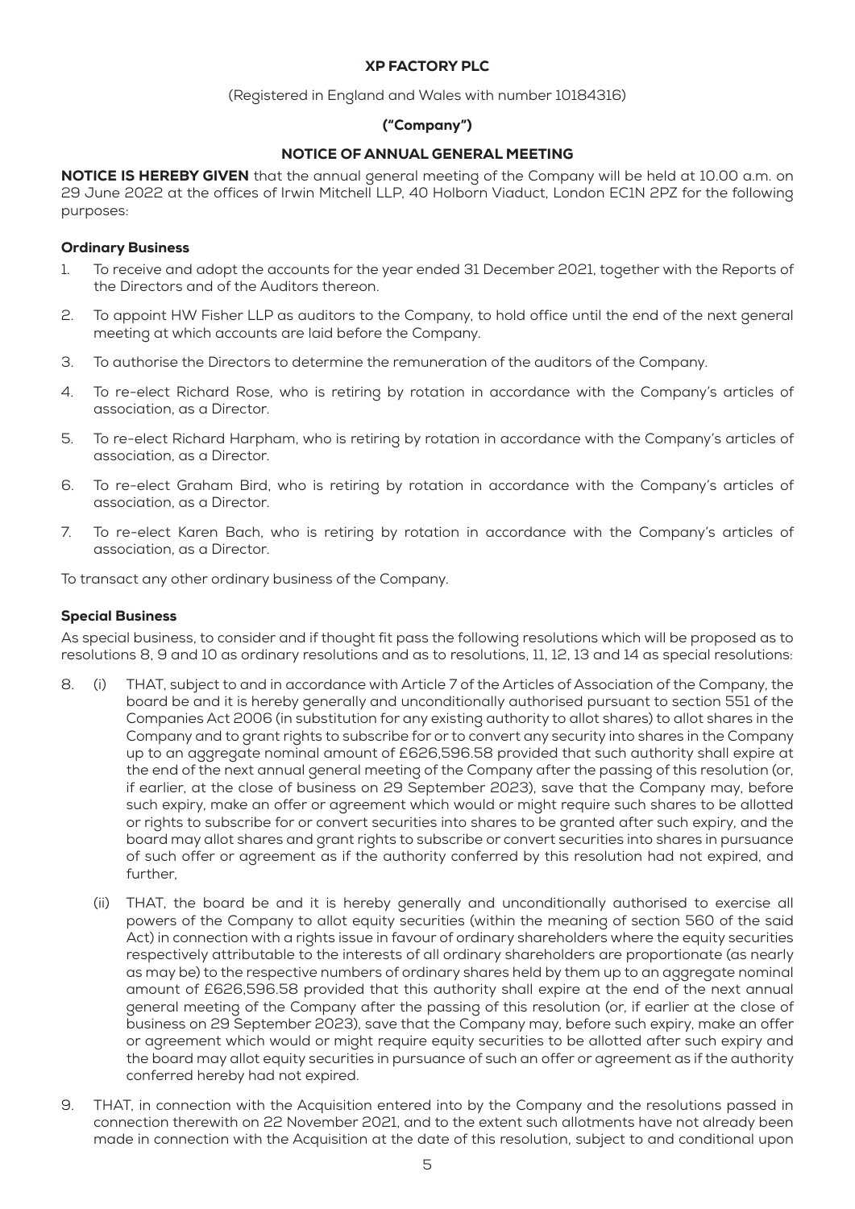# XP FACTORY PLC

(Registered in England and Wales with number 10184316)

**("Company")**

## NOTICE OF ANNUAL GENERAL MEETING

**NOTICE IS HEREBY GIVEN** that the annual general meeting of the Company will be held at 10.00 a.m. on 29 June 2022 at the offices of Irwin Mitchell LLP, 40 Holborn Viaduct, London EC1N 2PZ for the following purposes:

### Ordinary Business

1. To receive and adopt the accounts for the year ended 31 December 2021, together with the Reports of the Directors and of the Auditors thereon.
2. To appoint HW Fisher LLP as auditors to the Company, to hold office until the end of the next general meeting at which accounts are laid before the Company.
3. To authorise the Directors to determine the remuneration of the auditors of the Company.
4. To re-elect Richard Rose, who is retiring by rotation in accordance with the Company's articles of association, as a Director.
5. To re-elect Richard Harpham, who is retiring by rotation in accordance with the Company's articles of association, as a Director.
6. To re-elect Graham Bird, who is retiring by rotation in accordance with the Company's articles of association, as a Director.
7. To re-elect Karen Bach, who is retiring by rotation in accordance with the Company's articles of association, as a Director.

To transact any other ordinary business of the Company.

### Special Business

As special business, to consider and if thought fit pass the following resolutions which will be proposed as to resolutions 8, 9 and 10 as ordinary resolutions and as to resolutions, 11, 12, 13 and 14 as special resolutions:

8. (i) THAT, subject to and in accordance with Article 7 of the Articles of Association of the Company, the board be and it is hereby generally and unconditionally authorised pursuant to section 551 of the Companies Act 2006 (in substitution for any existing authority to allot shares) to allot shares in the Company and to grant rights to subscribe for or to convert any security into shares in the Company up to an aggregate nominal amount of £626,596.58 provided that such authority shall expire at the end of the next annual general meeting of the Company after the passing of this resolution (or, if earlier, at the close of business on 29 September 2023), save that the Company may, before such expiry, make an offer or agreement which would or might require such shares to be allotted or rights to subscribe for or convert securities into shares to be granted after such expiry, and the board may allot shares and grant rights to subscribe or convert securities into shares in pursuance of such offer or agreement as if the authority conferred by this resolution had not expired, and further,

   (ii) THAT, the board be and it is hereby generally and unconditionally authorised to exercise all powers of the Company to allot equity securities (within the meaning of section 560 of the said Act) in connection with a rights issue in favour of ordinary shareholders where the equity securities respectively attributable to the interests of all ordinary shareholders are proportionate (as nearly as may be) to the respective numbers of ordinary shares held by them up to an aggregate nominal amount of £626,596.58 provided that this authority shall expire at the end of the next annual general meeting of the Company after the passing of this resolution (or, if earlier at the close of business on 29 September 2023), save that the Company may, before such expiry, make an offer or agreement which would or might require equity securities to be allotted after such expiry and the board may allot equity securities in pursuance of such an offer or agreement as if the authority conferred hereby had not expired.

9. THAT, in connection with the Acquisition entered into by the Company and the resolutions passed in connection therewith on 22 November 2021, and to the extent such allotments have not already been made in connection with the Acquisition at the date of this resolution, subject to and conditional upon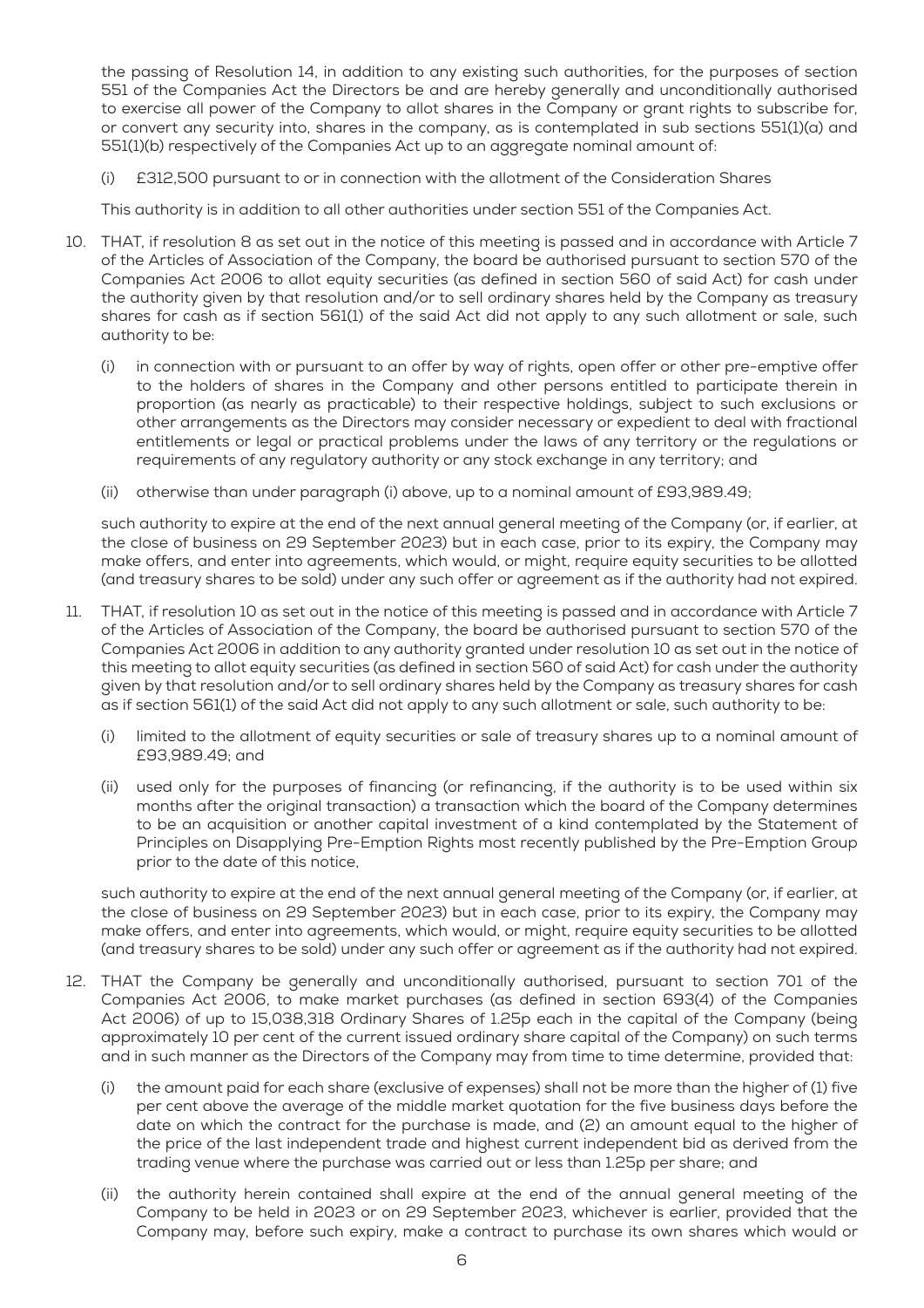the passing of Resolution 14, in addition to any existing such authorities, for the purposes of section 551 of the Companies Act the Directors be and are hereby generally and unconditionally authorised to exercise all power of the Company to allot shares in the Company or grant rights to subscribe for, or convert any security into, shares in the company, as is contemplated in sub sections 551(1)(a) and 551(1)(b) respectively of the Companies Act up to an aggregate nominal amount of:

(i) £312,500 pursuant to or in connection with the allotment of the Consideration Shares

This authority is in addition to all other authorities under section 551 of the Companies Act.

10. THAT, if resolution 8 as set out in the notice of this meeting is passed and in accordance with Article 7 of the Articles of Association of the Company, the board be authorised pursuant to section 570 of the Companies Act 2006 to allot equity securities (as defined in section 560 of said Act) for cash under the authority given by that resolution and/or to sell ordinary shares held by the Company as treasury shares for cash as if section 561(1) of the said Act did not apply to any such allotment or sale, such authority to be:

    (i) in connection with or pursuant to an offer by way of rights, open offer or other pre-emptive offer to the holders of shares in the Company and other persons entitled to participate therein in proportion (as nearly as practicable) to their respective holdings, subject to such exclusions or other arrangements as the Directors may consider necessary or expedient to deal with fractional entitlements or legal or practical problems under the laws of any territory or the regulations or requirements of any regulatory authority or any stock exchange in any territory; and

    (ii) otherwise than under paragraph (i) above, up to a nominal amount of £93,989.49;

    such authority to expire at the end of the next annual general meeting of the Company (or, if earlier, at the close of business on 29 September 2023) but in each case, prior to its expiry, the Company may make offers, and enter into agreements, which would, or might, require equity securities to be allotted (and treasury shares to be sold) under any such offer or agreement as if the authority had not expired.

11. THAT, if resolution 10 as set out in the notice of this meeting is passed and in accordance with Article 7 of the Articles of Association of the Company, the board be authorised pursuant to section 570 of the Companies Act 2006 in addition to any authority granted under resolution 10 as set out in the notice of this meeting to allot equity securities (as defined in section 560 of said Act) for cash under the authority given by that resolution and/or to sell ordinary shares held by the Company as treasury shares for cash as if section 561(1) of the said Act did not apply to any such allotment or sale, such authority to be:

    (i) limited to the allotment of equity securities or sale of treasury shares up to a nominal amount of £93,989.49; and

    (ii) used only for the purposes of financing (or refinancing, if the authority is to be used within six months after the original transaction) a transaction which the board of the Company determines to be an acquisition or another capital investment of a kind contemplated by the Statement of Principles on Disapplying Pre-Emption Rights most recently published by the Pre-Emption Group prior to the date of this notice,

    such authority to expire at the end of the next annual general meeting of the Company (or, if earlier, at the close of business on 29 September 2023) but in each case, prior to its expiry, the Company may make offers, and enter into agreements, which would, or might, require equity securities to be allotted (and treasury shares to be sold) under any such offer or agreement as if the authority had not expired.

12. THAT the Company be generally and unconditionally authorised, pursuant to section 701 of the Companies Act 2006, to make market purchases (as defined in section 693(4) of the Companies Act 2006) of up to 15,038,318 Ordinary Shares of 1.25p each in the capital of the Company (being approximately 10 per cent of the current issued ordinary share capital of the Company) on such terms and in such manner as the Directors of the Company may from time to time determine, provided that:

    (i) the amount paid for each share (exclusive of expenses) shall not be more than the higher of (1) five per cent above the average of the middle market quotation for the five business days before the date on which the contract for the purchase is made, and (2) an amount equal to the higher of the price of the last independent trade and highest current independent bid as derived from the trading venue where the purchase was carried out or less than 1.25p per share; and

    (ii) the authority herein contained shall expire at the end of the annual general meeting of the Company to be held in 2023 or on 29 September 2023, whichever is earlier, provided that the Company may, before such expiry, make a contract to purchase its own shares which would or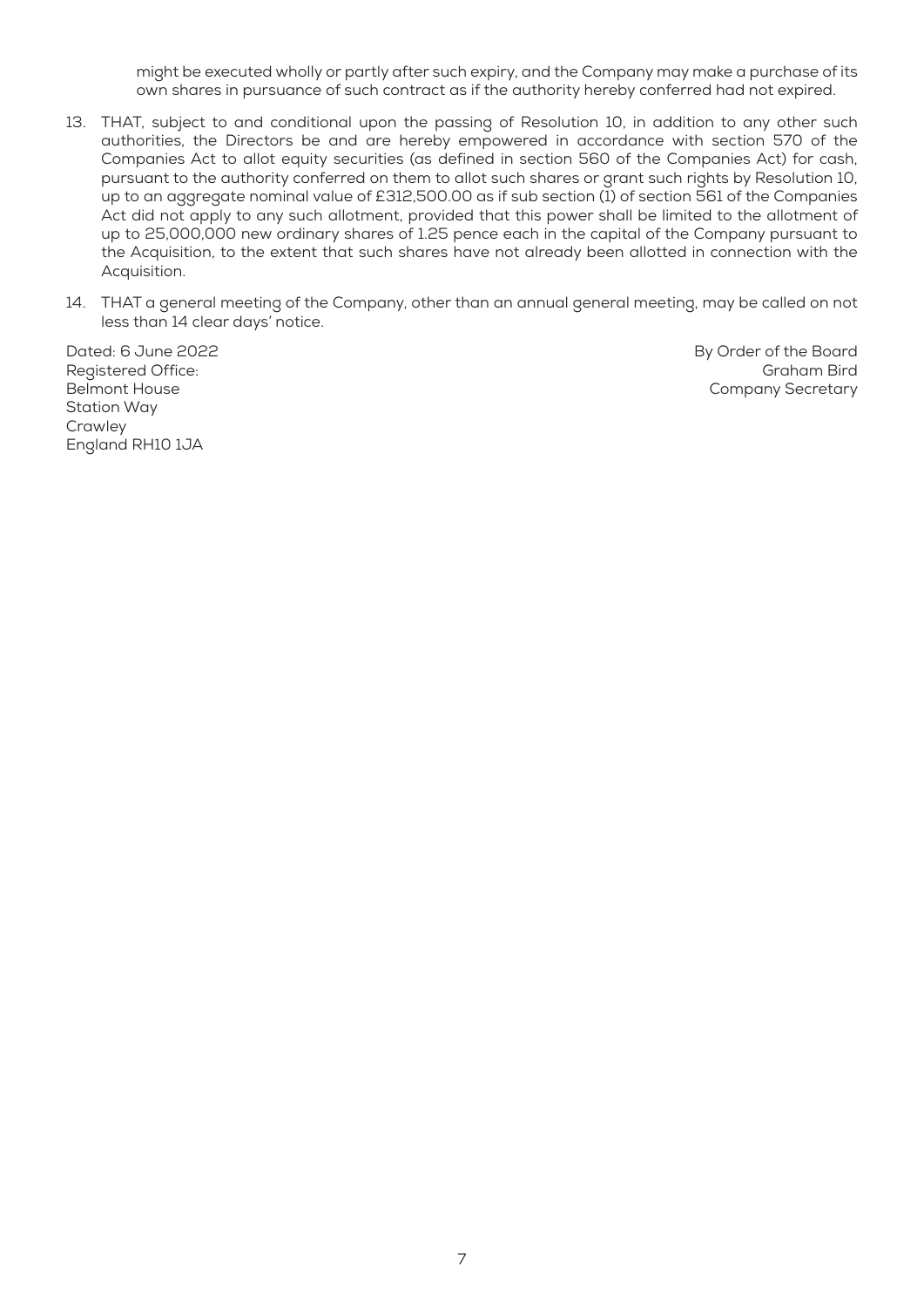might be executed wholly or partly after such expiry, and the Company may make a purchase of its own shares in pursuance of such contract as if the authority hereby conferred had not expired.

13. THAT, subject to and conditional upon the passing of Resolution 10, in addition to any other such authorities, the Directors be and are hereby empowered in accordance with section 570 of the Companies Act to allot equity securities (as defined in section 560 of the Companies Act) for cash, pursuant to the authority conferred on them to allot such shares or grant such rights by Resolution 10, up to an aggregate nominal value of £312,500.00 as if sub section (1) of section 561 of the Companies Act did not apply to any such allotment, provided that this power shall be limited to the allotment of up to 25,000,000 new ordinary shares of 1.25 pence each in the capital of the Company pursuant to the Acquisition, to the extent that such shares have not already been allotted in connection with the Acquisition.

14. THAT a general meeting of the Company, other than an annual general meeting, may be called on not less than 14 clear days' notice.

Dated: 6 June 2022
Registered Office:
Belmont House
Station Way
Crawley
England RH10 1JA

By Order of the Board
Graham Bird
Company Secretary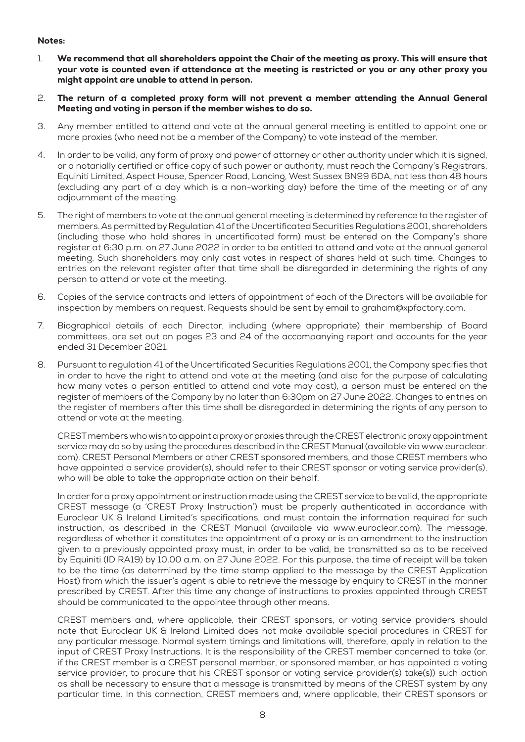**Notes:**

1. **We recommend that all shareholders appoint the Chair of the meeting as proxy. This will ensure that your vote is counted even if attendance at the meeting is restricted or you or any other proxy you might appoint are unable to attend in person.**

2. **The return of a completed proxy form will not prevent a member attending the Annual General Meeting and voting in person if the member wishes to do so.**

3. Any member entitled to attend and vote at the annual general meeting is entitled to appoint one or more proxies (who need not be a member of the Company) to vote instead of the member.

4. In order to be valid, any form of proxy and power of attorney or other authority under which it is signed, or a notarially certified or office copy of such power or authority, must reach the Company's Registrars, Equiniti Limited, Aspect House, Spencer Road, Lancing, West Sussex BN99 6DA, not less than 48 hours (excluding any part of a day which is a non-working day) before the time of the meeting or of any adjournment of the meeting.

5. The right of members to vote at the annual general meeting is determined by reference to the register of members. As permitted by Regulation 41 of the Uncertificated Securities Regulations 2001, shareholders (including those who hold shares in uncertificated form) must be entered on the Company's share register at 6:30 p.m. on 27 June 2022 in order to be entitled to attend and vote at the annual general meeting. Such shareholders may only cast votes in respect of shares held at such time. Changes to entries on the relevant register after that time shall be disregarded in determining the rights of any person to attend or vote at the meeting.

6. Copies of the service contracts and letters of appointment of each of the Directors will be available for inspection by members on request. Requests should be sent by email to graham@xpfactory.com.

7. Biographical details of each Director, including (where appropriate) their membership of Board committees, are set out on pages 23 and 24 of the accompanying report and accounts for the year ended 31 December 2021.

8. Pursuant to regulation 41 of the Uncertificated Securities Regulations 2001, the Company specifies that in order to have the right to attend and vote at the meeting (and also for the purpose of calculating how many votes a person entitled to attend and vote may cast), a person must be entered on the register of members of the Company by no later than 6:30pm on 27 June 2022. Changes to entries on the register of members after this time shall be disregarded in determining the rights of any person to attend or vote at the meeting.

   CREST members who wish to appoint a proxy or proxies through the CREST electronic proxy appointment service may do so by using the procedures described in the CREST Manual (available via www.euroclear.com). CREST Personal Members or other CREST sponsored members, and those CREST members who have appointed a service provider(s), should refer to their CREST sponsor or voting service provider(s), who will be able to take the appropriate action on their behalf.

   In order for a proxy appointment or instruction made using the CREST service to be valid, the appropriate CREST message (a 'CREST Proxy Instruction') must be properly authenticated in accordance with Euroclear UK & Ireland Limited's specifications, and must contain the information required for such instruction, as described in the CREST Manual (available via www.euroclear.com). The message, regardless of whether it constitutes the appointment of a proxy or is an amendment to the instruction given to a previously appointed proxy must, in order to be valid, be transmitted so as to be received by Equiniti (ID RA19) by 10.00 a.m. on 27 June 2022. For this purpose, the time of receipt will be taken to be the time (as determined by the time stamp applied to the message by the CREST Application Host) from which the issuer's agent is able to retrieve the message by enquiry to CREST in the manner prescribed by CREST. After this time any change of instructions to proxies appointed through CREST should be communicated to the appointee through other means.

   CREST members and, where applicable, their CREST sponsors, or voting service providers should note that Euroclear UK & Ireland Limited does not make available special procedures in CREST for any particular message. Normal system timings and limitations will, therefore, apply in relation to the input of CREST Proxy Instructions. It is the responsibility of the CREST member concerned to take (or, if the CREST member is a CREST personal member, or sponsored member, or has appointed a voting service provider, to procure that his CREST sponsor or voting service provider(s) take(s)) such action as shall be necessary to ensure that a message is transmitted by means of the CREST system by any particular time. In this connection, CREST members and, where applicable, their CREST sponsors or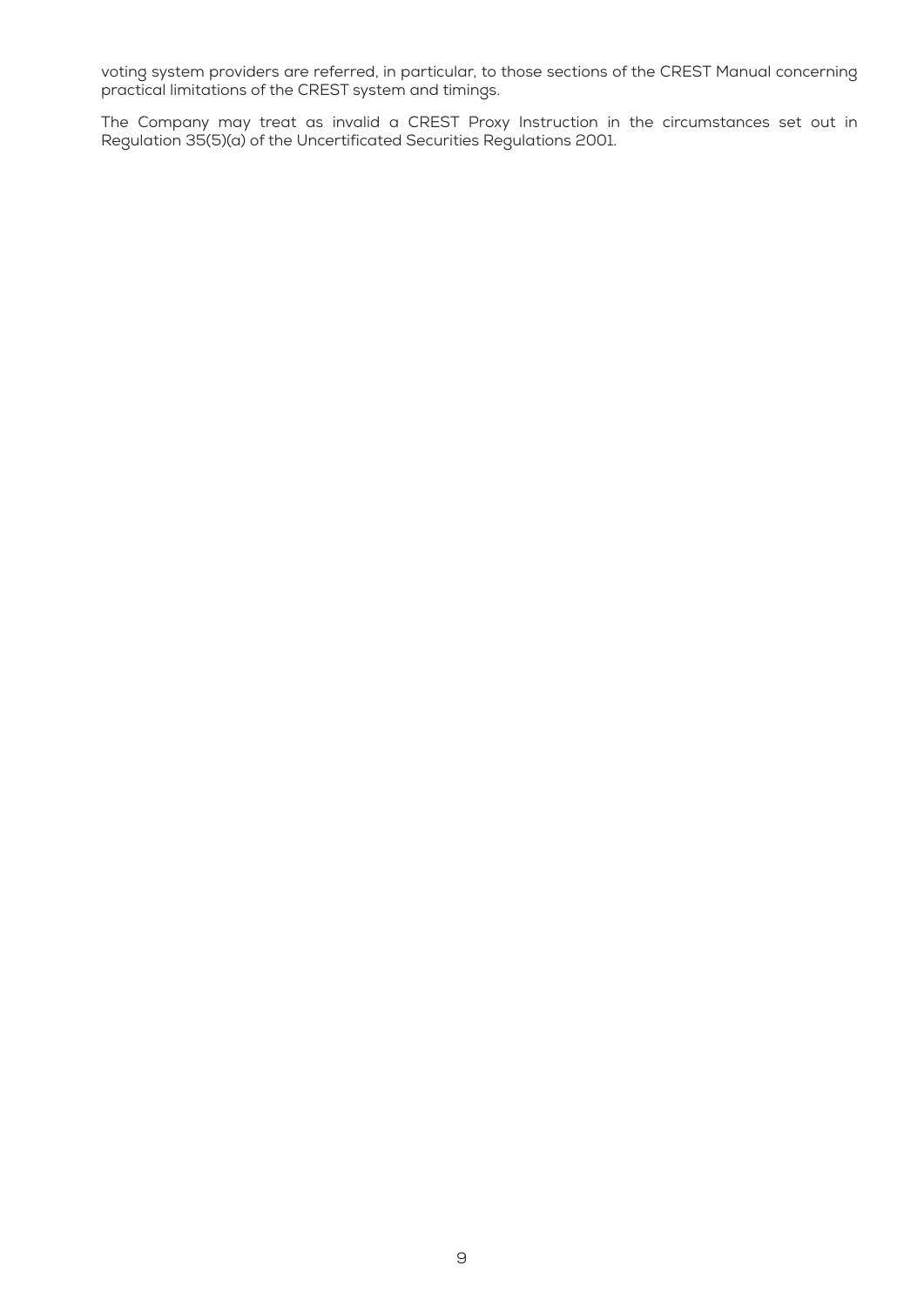voting system providers are referred, in particular, to those sections of the CREST Manual concerning practical limitations of the CREST system and timings.

The Company may treat as invalid a CREST Proxy Instruction in the circumstances set out in Regulation 35(5)(a) of the Uncertificated Securities Regulations 2001.